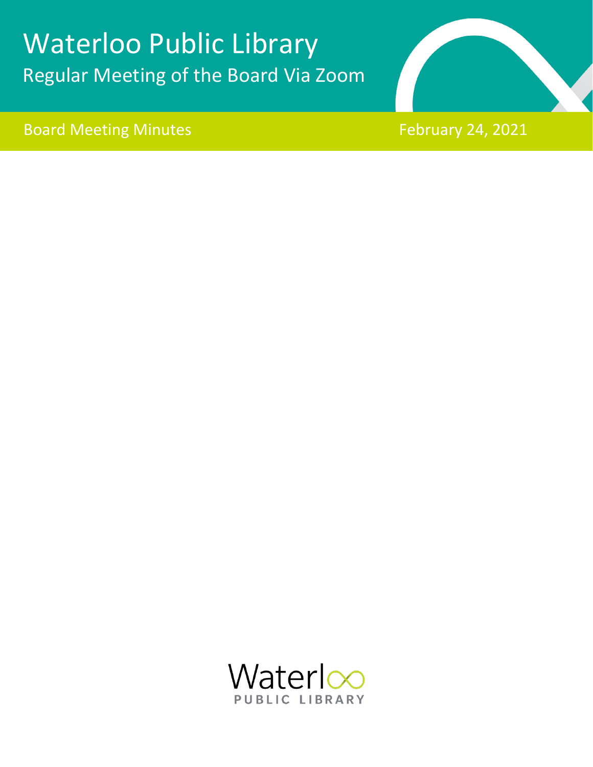# Waterloo Public Library

## Regular Meeting of the Board Via Zoom

Board Meeting Minutes

February 24, 2021

Waterloo
PUBLIC LIBRARY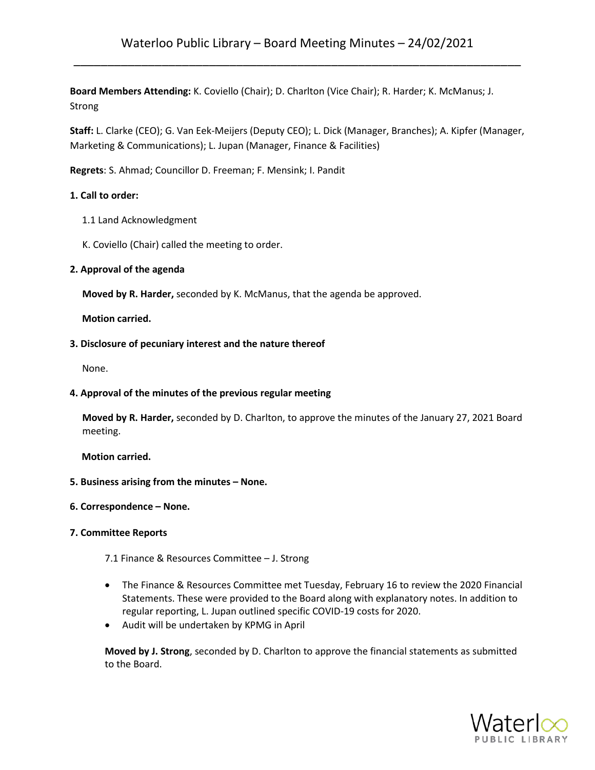# Waterloo Public Library – Board Meeting Minutes – 24/02/2021

**Board Members Attending:** K. Coviello (Chair); D. Charlton (Vice Chair); R. Harder; K. McManus; J. Strong

**Staff:** L. Clarke (CEO); G. Van Eek-Meijers (Deputy CEO); L. Dick (Manager, Branches); A. Kipfer (Manager, Marketing & Communications); L. Jupan (Manager, Finance & Facilities)

**Regrets**: S. Ahmad; Councillor D. Freeman; F. Mensink; I. Pandit

**1. Call to order:**

1.1 Land Acknowledgment

K. Coviello (Chair) called the meeting to order.

**2. Approval of the agenda**

**Moved by R. Harder,** seconded by K. McManus, that the agenda be approved.

**Motion carried.**

**3. Disclosure of pecuniary interest and the nature thereof**

None.

**4. Approval of the minutes of the previous regular meeting**

**Moved by R. Harder,** seconded by D. Charlton, to approve the minutes of the January 27, 2021 Board meeting.

**Motion carried.**

**5. Business arising from the minutes – None.**

**6. Correspondence – None.**

**7. Committee Reports**

7.1 Finance & Resources Committee – J. Strong

- The Finance & Resources Committee met Tuesday, February 16 to review the 2020 Financial Statements. These were provided to the Board along with explanatory notes. In addition to regular reporting, L. Jupan outlined specific COVID-19 costs for 2020.
- Audit will be undertaken by KPMG in April

**Moved by J. Strong**, seconded by D. Charlton to approve the financial statements as submitted to the Board.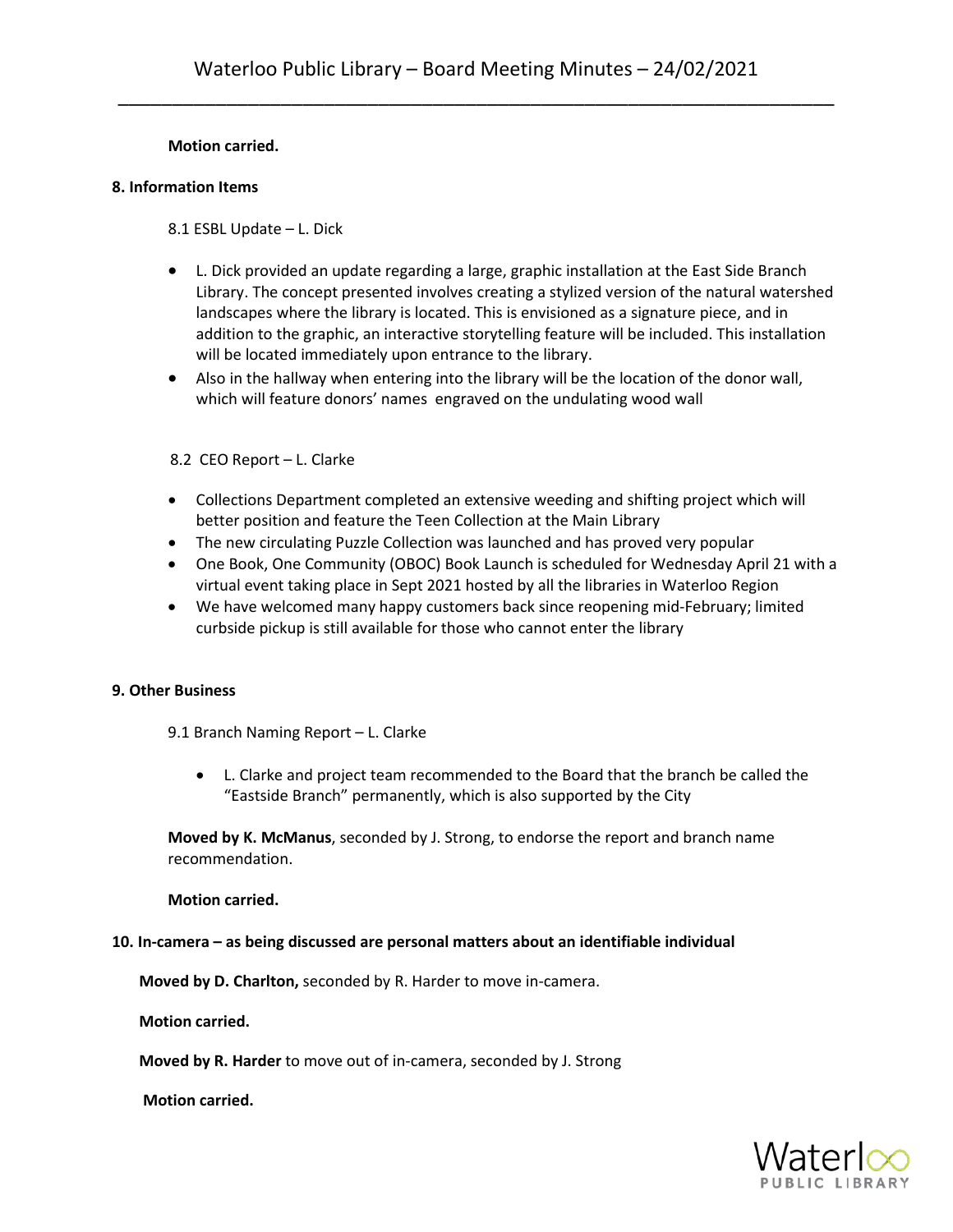**Motion carried.**

**8. Information Items**

8.1 ESBL Update – L. Dick

- L. Dick provided an update regarding a large, graphic installation at the East Side Branch Library. The concept presented involves creating a stylized version of the natural watershed landscapes where the library is located. This is envisioned as a signature piece, and in addition to the graphic, an interactive storytelling feature will be included. This installation will be located immediately upon entrance to the library.
- Also in the hallway when entering into the library will be the location of the donor wall, which will feature donors' names engraved on the undulating wood wall

8.2 CEO Report – L. Clarke

- Collections Department completed an extensive weeding and shifting project which will better position and feature the Teen Collection at the Main Library
- The new circulating Puzzle Collection was launched and has proved very popular
- One Book, One Community (OBOC) Book Launch is scheduled for Wednesday April 21 with a virtual event taking place in Sept 2021 hosted by all the libraries in Waterloo Region
- We have welcomed many happy customers back since reopening mid-February; limited curbside pickup is still available for those who cannot enter the library

**9. Other Business**

9.1 Branch Naming Report – L. Clarke

- L. Clarke and project team recommended to the Board that the branch be called the "Eastside Branch" permanently, which is also supported by the City

**Moved by K. McManus**, seconded by J. Strong, to endorse the report and branch name recommendation.

**Motion carried.**

**10. In-camera – as being discussed are personal matters about an identifiable individual**

**Moved by D. Charlton,** seconded by R. Harder to move in-camera.

**Motion carried.**

**Moved by R. Harder** to move out of in-camera, seconded by J. Strong

**Motion carried.**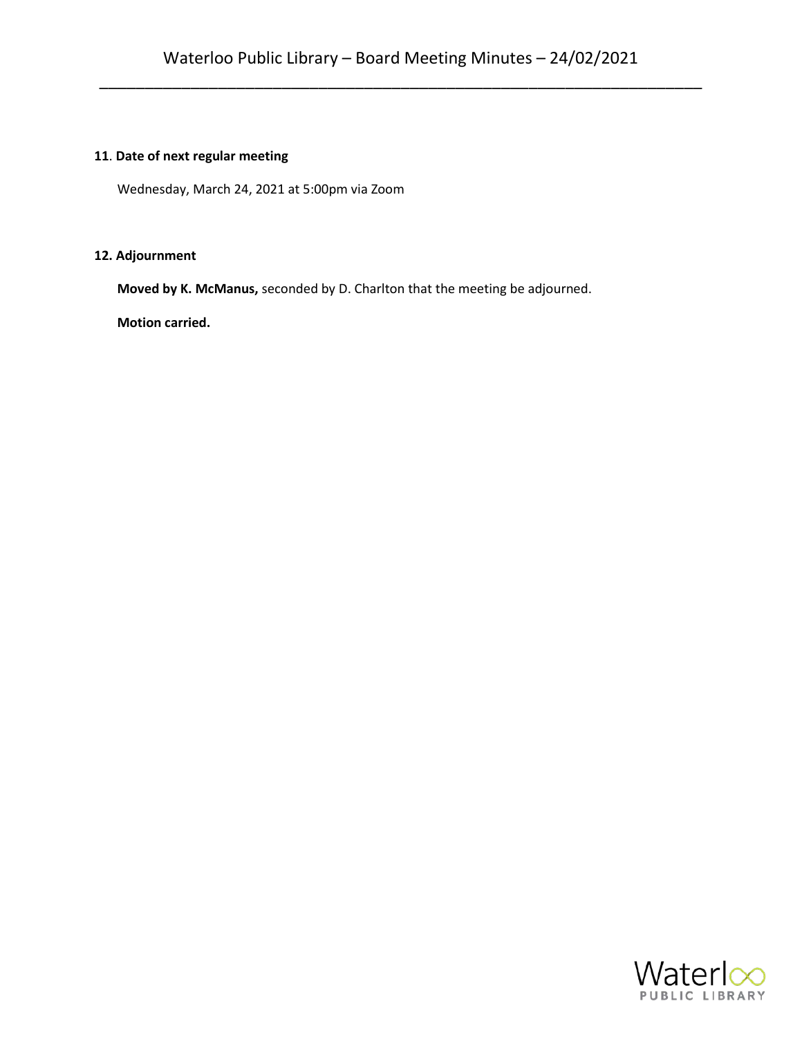**11. Date of next regular meeting**

Wednesday, March 24, 2021 at 5:00pm via Zoom

**12. Adjournment**

**Moved by K. McManus,** seconded by D. Charlton that the meeting be adjourned.

**Motion carried.**